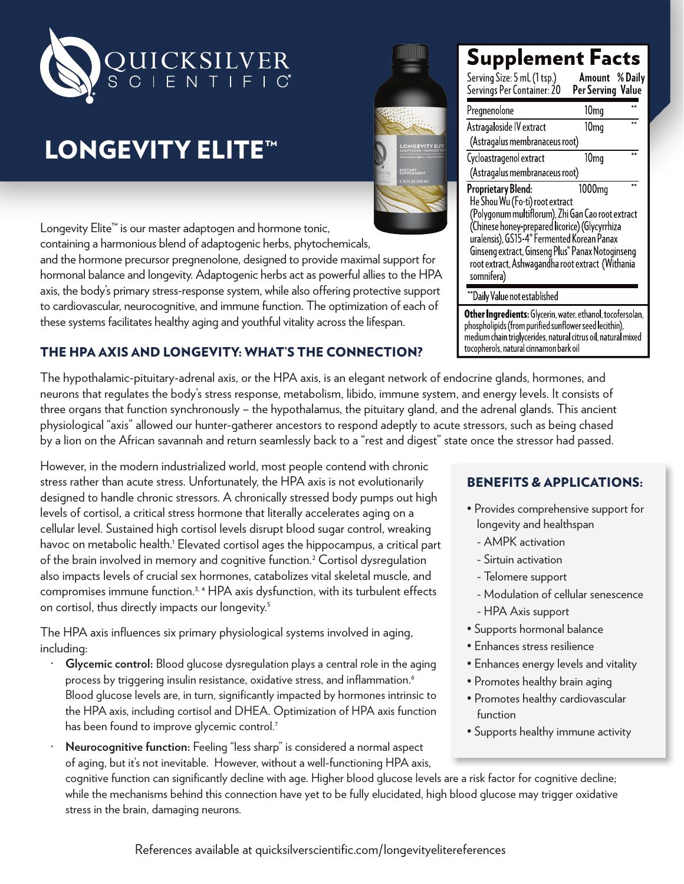# QUICKSILVER SCIENTIFIC

# LONGEVITY ELITE™

## Supplement Facts

| Serving Size: 5 mL (1 tsp.) Servings Per Container: 20 | Amount Per Serving | % Daily Value |
|---|---|---|
| Pregnenolone | 10mg | ** |
| Astragaloside IV extract (Astragalus membranaceus root) | 10mg | ** |
| Cycloastragenol extract (Astragalus membranaceus root) | 10mg | ** |
| **Proprietary Blend:** He Shou Wu (Fo-ti) root extract (Polygonum multiflorum), Zhi Gan Cao root extract (Chinese honey-prepared licorice) (Glycyrrhiza uralensis), GS15-4® Fermented Korean Panax Ginseng extract, Ginseng Plus® Panax Notoginseng root extract, Ashwagandha root extract (Withania somnifera) | 1000mg | ** |

**Daily Value not established

**Other Ingredients:** Glycerin, water, ethanol, tocofersolan, phospholipids (from purified sunflower seed lecithin), medium chain triglycerides, natural citrus oil, natural mixed tocopherols, natural cinnamon bark oil

Longevity Elite™ is our master adaptogen and hormone tonic, containing a harmonious blend of adaptogenic herbs, phytochemicals, and the hormone precursor pregnenolone, designed to provide maximal support for hormonal balance and longevity. Adaptogenic herbs act as powerful allies to the HPA axis, the body's primary stress-response system, while also offering protective support to cardiovascular, neurocognitive, and immune function. The optimization of each of these systems facilitates healthy aging and youthful vitality across the lifespan.

## THE HPA AXIS AND LONGEVITY: WHAT'S THE CONNECTION?

The hypothalamic-pituitary-adrenal axis, or the HPA axis, is an elegant network of endocrine glands, hormones, and neurons that regulates the body's stress response, metabolism, libido, immune system, and energy levels. It consists of three organs that function synchronously – the hypothalamus, the pituitary gland, and the adrenal glands. This ancient physiological "axis" allowed our hunter-gatherer ancestors to respond adeptly to acute stressors, such as being chased by a lion on the African savannah and return seamlessly back to a "rest and digest" state once the stressor had passed.

However, in the modern industrialized world, most people contend with chronic stress rather than acute stress. Unfortunately, the HPA axis is not evolutionarily designed to handle chronic stressors. A chronically stressed body pumps out high levels of cortisol, a critical stress hormone that literally accelerates aging on a cellular level. Sustained high cortisol levels disrupt blood sugar control, wreaking havoc on metabolic health.[1] Elevated cortisol ages the hippocampus, a critical part of the brain involved in memory and cognitive function.[2] Cortisol dysregulation also impacts levels of crucial sex hormones, catabolizes vital skeletal muscle, and compromises immune function.[3, 4] HPA axis dysfunction, with its turbulent effects on cortisol, thus directly impacts our longevity.[5]

The HPA axis influences six primary physiological systems involved in aging, including:

- **Glycemic control:** Blood glucose dysregulation plays a central role in the aging process by triggering insulin resistance, oxidative stress, and inflammation.[6] Blood glucose levels are, in turn, significantly impacted by hormones intrinsic to the HPA axis, including cortisol and DHEA. Optimization of HPA axis function has been found to improve glycemic control.[7]
- **Neurocognitive function:** Feeling "less sharp" is considered a normal aspect of aging, but it's not inevitable. However, without a well-functioning HPA axis, cognitive function can significantly decline with age. Higher blood glucose levels are a risk factor for cognitive decline; while the mechanisms behind this connection have yet to be fully elucidated, high blood glucose may trigger oxidative stress in the brain, damaging neurons.

### BENEFITS & APPLICATIONS:

- Provides comprehensive support for longevity and healthspan
  - AMPK activation
  - Sirtuin activation
  - Telomere support
  - Modulation of cellular senescence
  - HPA Axis support
- Supports hormonal balance
- Enhances stress resilience
- Enhances energy levels and vitality
- Promotes healthy brain aging
- Promotes healthy cardiovascular function
- Supports healthy immune activity

References available at quicksilverscientific.com/longevityelitereferences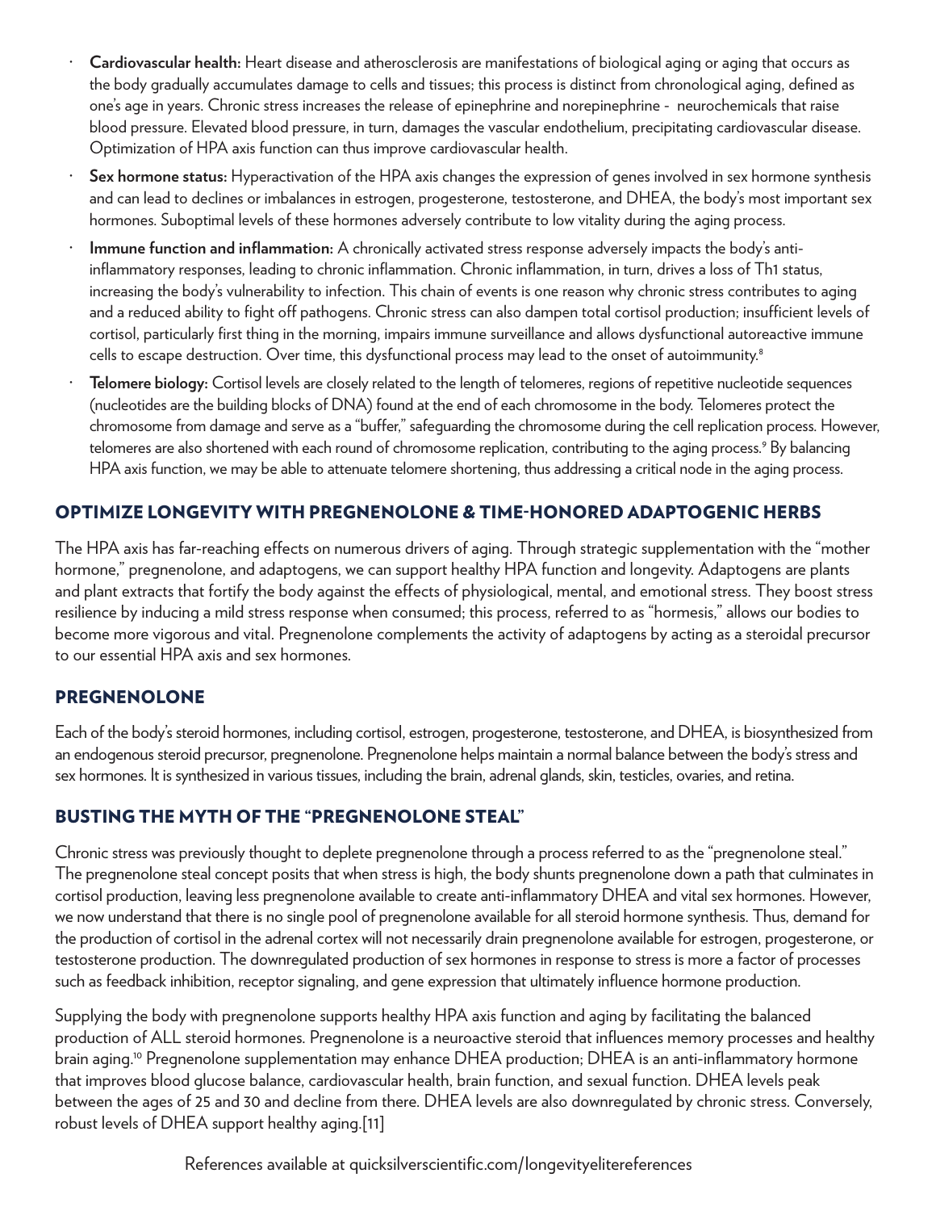- **Cardiovascular health:** Heart disease and atherosclerosis are manifestations of biological aging or aging that occurs as the body gradually accumulates damage to cells and tissues; this process is distinct from chronological aging, defined as one's age in years. Chronic stress increases the release of epinephrine and norepinephrine - neurochemicals that raise blood pressure. Elevated blood pressure, in turn, damages the vascular endothelium, precipitating cardiovascular disease. Optimization of HPA axis function can thus improve cardiovascular health.
- **Sex hormone status:** Hyperactivation of the HPA axis changes the expression of genes involved in sex hormone synthesis and can lead to declines or imbalances in estrogen, progesterone, testosterone, and DHEA, the body's most important sex hormones. Suboptimal levels of these hormones adversely contribute to low vitality during the aging process.
- **Immune function and inflammation:** A chronically activated stress response adversely impacts the body's anti-inflammatory responses, leading to chronic inflammation. Chronic inflammation, in turn, drives a loss of Th1 status, increasing the body's vulnerability to infection. This chain of events is one reason why chronic stress contributes to aging and a reduced ability to fight off pathogens. Chronic stress can also dampen total cortisol production; insufficient levels of cortisol, particularly first thing in the morning, impairs immune surveillance and allows dysfunctional autoreactive immune cells to escape destruction. Over time, this dysfunctional process may lead to the onset of autoimmunity.[8]
- **Telomere biology:** Cortisol levels are closely related to the length of telomeres, regions of repetitive nucleotide sequences (nucleotides are the building blocks of DNA) found at the end of each chromosome in the body. Telomeres protect the chromosome from damage and serve as a "buffer," safeguarding the chromosome during the cell replication process. However, telomeres are also shortened with each round of chromosome replication, contributing to the aging process.[9] By balancing HPA axis function, we may be able to attenuate telomere shortening, thus addressing a critical node in the aging process.

## OPTIMIZE LONGEVITY WITH PREGNENOLONE & TIME-HONORED ADAPTOGENIC HERBS

The HPA axis has far-reaching effects on numerous drivers of aging. Through strategic supplementation with the "mother hormone," pregnenolone, and adaptogens, we can support healthy HPA function and longevity. Adaptogens are plants and plant extracts that fortify the body against the effects of physiological, mental, and emotional stress. They boost stress resilience by inducing a mild stress response when consumed; this process, referred to as "hormesis," allows our bodies to become more vigorous and vital. Pregnenolone complements the activity of adaptogens by acting as a steroidal precursor to our essential HPA axis and sex hormones.

## PREGNENOLONE

Each of the body's steroid hormones, including cortisol, estrogen, progesterone, testosterone, and DHEA, is biosynthesized from an endogenous steroid precursor, pregnenolone. Pregnenolone helps maintain a normal balance between the body's stress and sex hormones. It is synthesized in various tissues, including the brain, adrenal glands, skin, testicles, ovaries, and retina.

## BUSTING THE MYTH OF THE "PREGNENOLONE STEAL"

Chronic stress was previously thought to deplete pregnenolone through a process referred to as the "pregnenolone steal." The pregnenolone steal concept posits that when stress is high, the body shunts pregnenolone down a path that culminates in cortisol production, leaving less pregnenolone available to create anti-inflammatory DHEA and vital sex hormones. However, we now understand that there is no single pool of pregnenolone available for all steroid hormone synthesis. Thus, demand for the production of cortisol in the adrenal cortex will not necessarily drain pregnenolone available for estrogen, progesterone, or testosterone production. The downregulated production of sex hormones in response to stress is more a factor of processes such as feedback inhibition, receptor signaling, and gene expression that ultimately influence hormone production.

Supplying the body with pregnenolone supports healthy HPA axis function and aging by facilitating the balanced production of ALL steroid hormones. Pregnenolone is a neuroactive steroid that influences memory processes and healthy brain aging.[10] Pregnenolone supplementation may enhance DHEA production; DHEA is an anti-inflammatory hormone that improves blood glucose balance, cardiovascular health, brain function, and sexual function. DHEA levels peak between the ages of 25 and 30 and decline from there. DHEA levels are also downregulated by chronic stress. Conversely, robust levels of DHEA support healthy aging.[11]

References available at quicksilverscientific.com/longevityelitereferences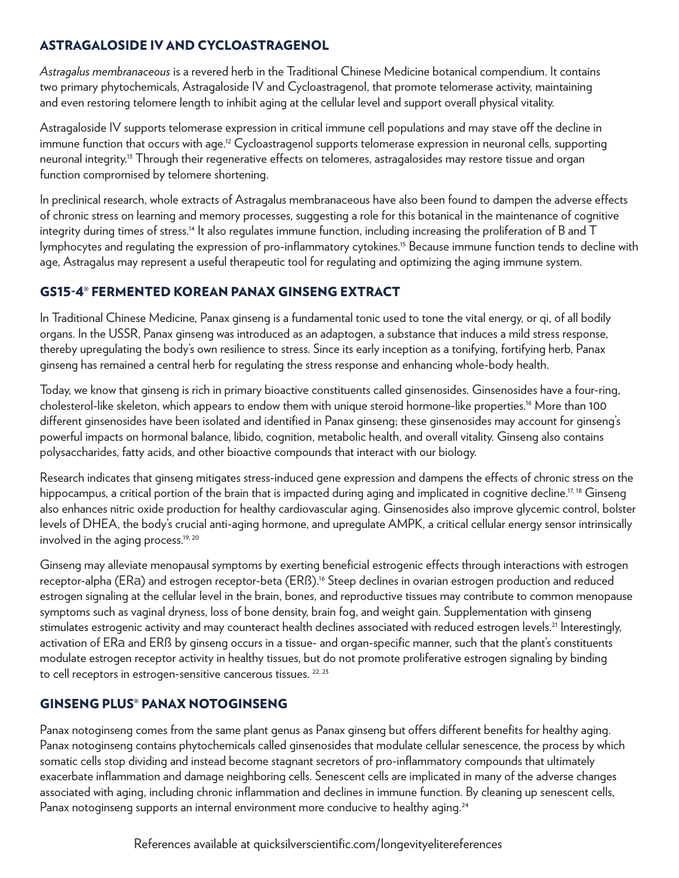## ASTRAGALOSIDE IV AND CYCLOASTRAGENOL

*Astragalus membranaceous* is a revered herb in the Traditional Chinese Medicine botanical compendium. It contains two primary phytochemicals, Astragaloside IV and Cycloastragenol, that promote telomerase activity, maintaining and even restoring telomere length to inhibit aging at the cellular level and support overall physical vitality.

Astragaloside IV supports telomerase expression in critical immune cell populations and may stave off the decline in immune function that occurs with age.[12] Cycloastragenol supports telomerase expression in neuronal cells, supporting neuronal integrity.[13] Through their regenerative effects on telomeres, astragalosides may restore tissue and organ function compromised by telomere shortening.

In preclinical research, whole extracts of Astragalus membranaceous have also been found to dampen the adverse effects of chronic stress on learning and memory processes, suggesting a role for this botanical in the maintenance of cognitive integrity during times of stress.[14] It also regulates immune function, including increasing the proliferation of B and T lymphocytes and regulating the expression of pro-inflammatory cytokines.[15] Because immune function tends to decline with age, Astragalus may represent a useful therapeutic tool for regulating and optimizing the aging immune system.

## GS15-4® FERMENTED KOREAN PANAX GINSENG EXTRACT

In Traditional Chinese Medicine, Panax ginseng is a fundamental tonic used to tone the vital energy, or qi, of all bodily organs. In the USSR, Panax ginseng was introduced as an adaptogen, a substance that induces a mild stress response, thereby upregulating the body's own resilience to stress. Since its early inception as a tonifying, fortifying herb, Panax ginseng has remained a central herb for regulating the stress response and enhancing whole-body health.

Today, we know that ginseng is rich in primary bioactive constituents called ginsenosides. Ginsenosides have a four-ring, cholesterol-like skeleton, which appears to endow them with unique steroid hormone-like properties.[16] More than 100 different ginsenosides have been isolated and identified in Panax ginseng; these ginsenosides may account for ginseng's powerful impacts on hormonal balance, libido, cognition, metabolic health, and overall vitality. Ginseng also contains polysaccharides, fatty acids, and other bioactive compounds that interact with our biology.

Research indicates that ginseng mitigates stress-induced gene expression and dampens the effects of chronic stress on the hippocampus, a critical portion of the brain that is impacted during aging and implicated in cognitive decline.[17, 18] Ginseng also enhances nitric oxide production for healthy cardiovascular aging. Ginsenosides also improve glycemic control, bolster levels of DHEA, the body's crucial anti-aging hormone, and upregulate AMPK, a critical cellular energy sensor intrinsically involved in the aging process.[19, 20]

Ginseng may alleviate menopausal symptoms by exerting beneficial estrogenic effects through interactions with estrogen receptor-alpha (ERα) and estrogen receptor-beta (ERß).[16] Steep declines in ovarian estrogen production and reduced estrogen signaling at the cellular level in the brain, bones, and reproductive tissues may contribute to common menopause symptoms such as vaginal dryness, loss of bone density, brain fog, and weight gain. Supplementation with ginseng stimulates estrogenic activity and may counteract health declines associated with reduced estrogen levels.[21] Interestingly, activation of ERα and ERß by ginseng occurs in a tissue- and organ-specific manner, such that the plant's constituents modulate estrogen receptor activity in healthy tissues, but do not promote proliferative estrogen signaling by binding to cell receptors in estrogen-sensitive cancerous tissues.[22, 23]

## GINSENG PLUS® PANAX NOTOGINSENG

Panax notoginseng comes from the same plant genus as Panax ginseng but offers different benefits for healthy aging. Panax notoginseng contains phytochemicals called ginsenosides that modulate cellular senescence, the process by which somatic cells stop dividing and instead become stagnant secretors of pro-inflammatory compounds that ultimately exacerbate inflammation and damage neighboring cells. Senescent cells are implicated in many of the adverse changes associated with aging, including chronic inflammation and declines in immune function. By cleaning up senescent cells, Panax notoginseng supports an internal environment more conducive to healthy aging.[24]

References available at quicksilverscientific.com/longevityelitereferences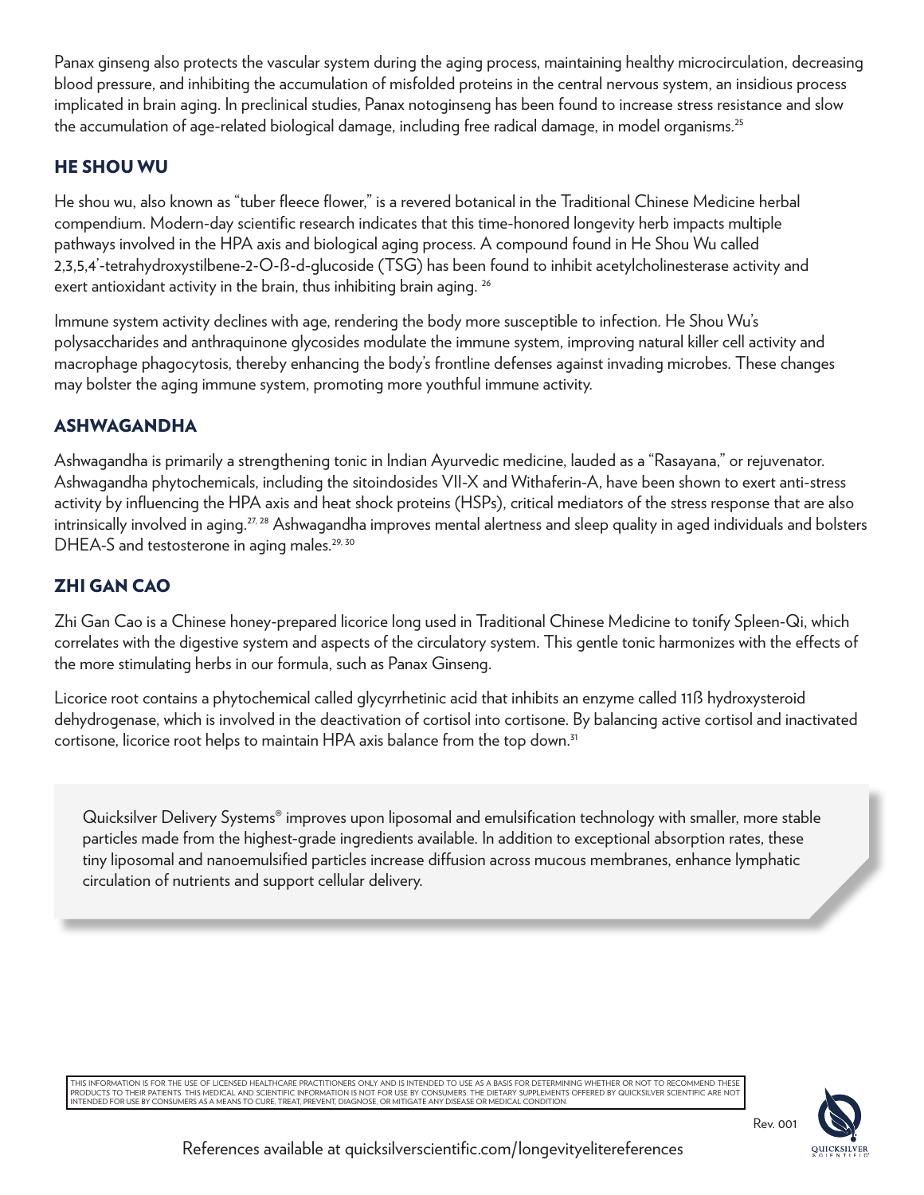Panax ginseng also protects the vascular system during the aging process, maintaining healthy microcirculation, decreasing blood pressure, and inhibiting the accumulation of misfolded proteins in the central nervous system, an insidious process implicated in brain aging. In preclinical studies, Panax notoginseng has been found to increase stress resistance and slow the accumulation of age-related biological damage, including free radical damage, in model organisms.[25]

## HE SHOU WU

He shou wu, also known as "tuber fleece flower," is a revered botanical in the Traditional Chinese Medicine herbal compendium. Modern-day scientific research indicates that this time-honored longevity herb impacts multiple pathways involved in the HPA axis and biological aging process. A compound found in He Shou Wu called 2,3,5,4'-tetrahydroxystilbene-2-O-ß-d-glucoside (TSG) has been found to inhibit acetylcholinesterase activity and exert antioxidant activity in the brain, thus inhibiting brain aging.[26]

Immune system activity declines with age, rendering the body more susceptible to infection. He Shou Wu's polysaccharides and anthraquinone glycosides modulate the immune system, improving natural killer cell activity and macrophage phagocytosis, thereby enhancing the body's frontline defenses against invading microbes. These changes may bolster the aging immune system, promoting more youthful immune activity.

## ASHWAGANDHA

Ashwagandha is primarily a strengthening tonic in Indian Ayurvedic medicine, lauded as a "Rasayana," or rejuvenator. Ashwagandha phytochemicals, including the sitoindosides VII-X and Withaferin-A, have been shown to exert anti-stress activity by influencing the HPA axis and heat shock proteins (HSPs), critical mediators of the stress response that are also intrinsically involved in aging.[27, 28] Ashwagandha improves mental alertness and sleep quality in aged individuals and bolsters DHEA-S and testosterone in aging males.[29, 30]

## ZHI GAN CAO

Zhi Gan Cao is a Chinese honey-prepared licorice long used in Traditional Chinese Medicine to tonify Spleen-Qi, which correlates with the digestive system and aspects of the circulatory system. This gentle tonic harmonizes with the effects of the more stimulating herbs in our formula, such as Panax Ginseng.

Licorice root contains a phytochemical called glycyrrhetinic acid that inhibits an enzyme called 11ß hydroxysteroid dehydrogenase, which is involved in the deactivation of cortisol into cortisone. By balancing active cortisol and inactivated cortisone, licorice root helps to maintain HPA axis balance from the top down.[31]

> Quicksilver Delivery Systems® improves upon liposomal and emulsification technology with smaller, more stable particles made from the highest-grade ingredients available. In addition to exceptional absorption rates, these tiny liposomal and nanoemulsified particles increase diffusion across mucous membranes, enhance lymphatic circulation of nutrients and support cellular delivery.

THIS INFORMATION IS FOR THE USE OF LICENSED HEALTHCARE PRACTITIONERS ONLY AND IS INTENDED TO USE AS A BASIS FOR DETERMINING WHETHER OR NOT TO RECOMMEND THESE PRODUCTS TO THEIR PATIENTS. THIS MEDICAL AND SCIENTIFIC INFORMATION IS NOT FOR USE BY CONSUMERS. THE DIETARY SUPPLEMENTS OFFERED BY QUICKSILVER SCIENTIFIC ARE NOT INTENDED FOR USE BY CONSUMERS AS A MEANS TO CURE, TREAT, PREVENT, DIAGNOSE, OR MITIGATE ANY DISEASE OR MEDICAL CONDITION.

Rev. 001

References available at quicksilverscientific.com/longevityelitereferences